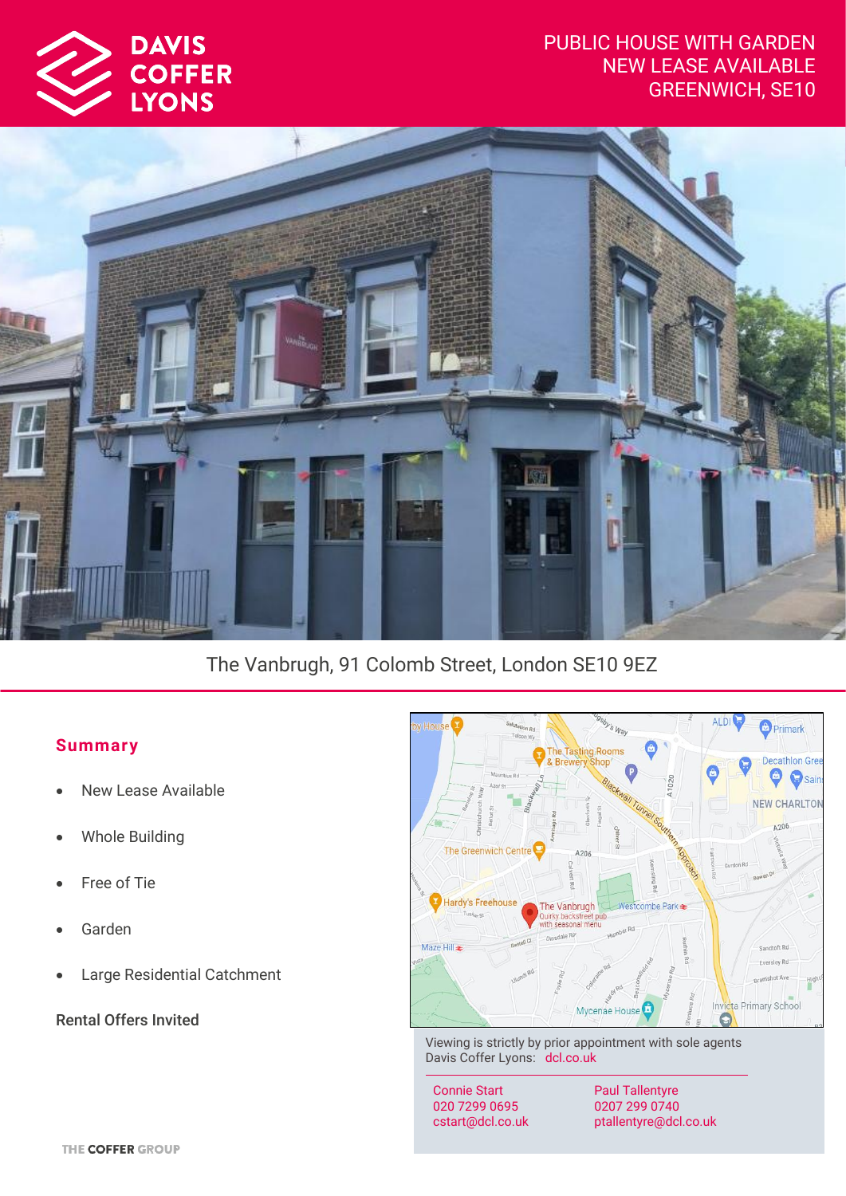DAVIS COFFER LYONS

PUBLIC HOUSE WITH GARDEN
NEW LEASE AVAILABLE
GREENWICH, SE10

The Vanbrugh, 91 Colomb Street, London SE10 9EZ

## Summary

- New Lease Available
- Whole Building
- Free of Tie
- Garden
- Large Residential Catchment

**Rental Offers Invited**

Viewing is strictly by prior appointment with sole agents Davis Coffer Lyons: dcl.co.uk

| Connie Start | Paul Tallentyre |
|---|---|
| 020 7299 0695 | 0207 299 0740 |
| cstart@dcl.co.uk | ptallentyre@dcl.co.uk |

THE COFFER GROUP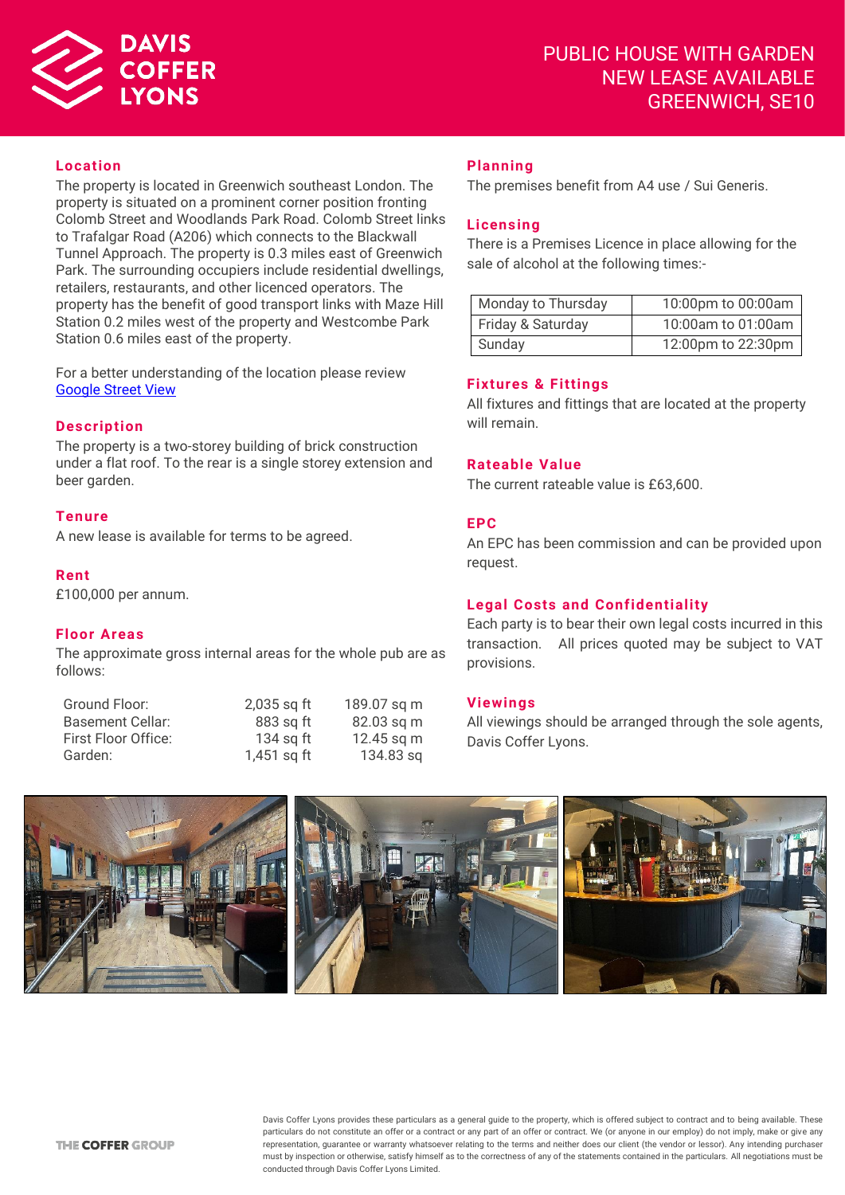DAVIS COFFER LYONS

# PUBLIC HOUSE WITH GARDEN
# NEW LEASE AVAILABLE
# GREENWICH, SE10

## Location

The property is located in Greenwich southeast London. The property is situated on a prominent corner position fronting Colomb Street and Woodlands Park Road. Colomb Street links to Trafalgar Road (A206) which connects to the Blackwall Tunnel Approach. The property is 0.3 miles east of Greenwich Park. The surrounding occupiers include residential dwellings, retailers, restaurants, and other licenced operators. The property has the benefit of good transport links with Maze Hill Station 0.2 miles west of the property and Westcombe Park Station 0.6 miles east of the property.

For a better understanding of the location please review Google Street View

## Description

The property is a two-storey building of brick construction under a flat roof. To the rear is a single storey extension and beer garden.

## Tenure

A new lease is available for terms to be agreed.

## Rent

£100,000 per annum.

## Floor Areas

The approximate gross internal areas for the whole pub are as follows:

| | | |
|---|---|---|
| Ground Floor: | 2,035 sq ft | 189.07 sq m |
| Basement Cellar: | 883 sq ft | 82.03 sq m |
| First Floor Office: | 134 sq ft | 12.45 sq m |
| Garden: | 1,451 sq ft | 134.83 sq |

## Planning

The premises benefit from A4 use / Sui Generis.

## Licensing

There is a Premises Licence in place allowing for the sale of alcohol at the following times:-

| | |
|---|---|
| Monday to Thursday | 10:00pm to 00:00am |
| Friday & Saturday | 10:00am to 01:00am |
| Sunday | 12:00pm to 22:30pm |

## Fixtures & Fittings

All fixtures and fittings that are located at the property will remain.

## Rateable Value

The current rateable value is £63,600.

## EPC

An EPC has been commission and can be provided upon request.

## Legal Costs and Confidentiality

Each party is to bear their own legal costs incurred in this transaction. All prices quoted may be subject to VAT provisions.

## Viewings

All viewings should be arranged through the sole agents, Davis Coffer Lyons.

THE COFFER GROUP

Davis Coffer Lyons provides these particulars as a general guide to the property, which is offered subject to contract and to being available. These particulars do not constitute an offer or a contract or any part of an offer or contract. We (or anyone in our employ) do not imply, make or give any representation, guarantee or warranty whatsoever relating to the terms and neither does our client (the vendor or lessor). Any intending purchaser must by inspection or otherwise, satisfy himself as to the correctness of any of the statements contained in the particulars. All negotiations must be conducted through Davis Coffer Lyons Limited.